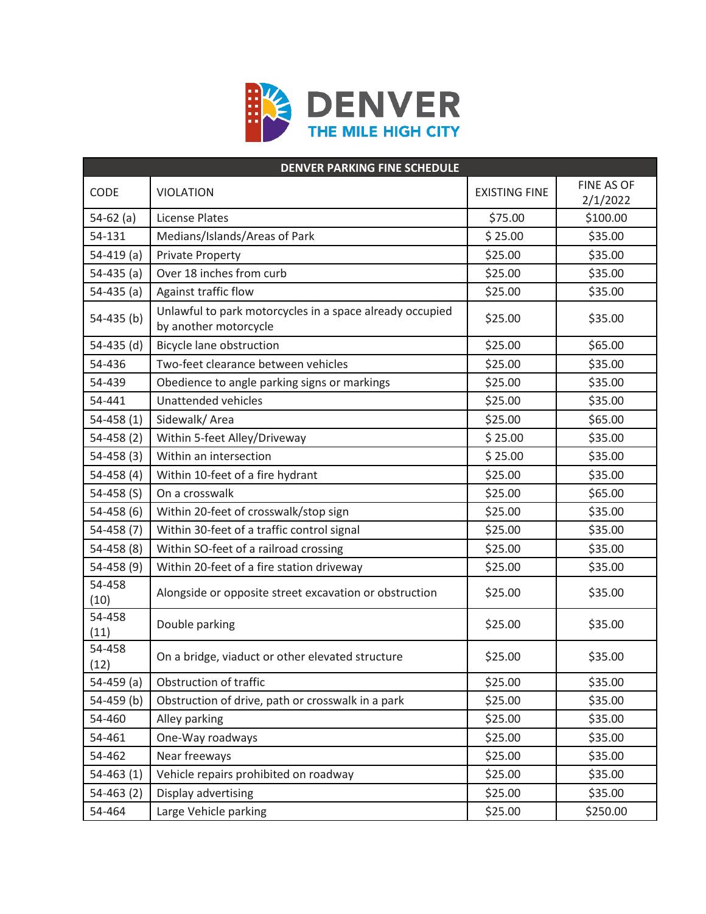DENVER

THE MILE HIGH CITY

| DENVER PARKING FINE SCHEDULE | | | |
|---|---|---|---|
| CODE | VIOLATION | EXISTING FINE | FINE AS OF 2/1/2022 |
| 54-62 (a) | License Plates | $75.00 | $100.00 |
| 54-131 | Medians/Islands/Areas of Park | $ 25.00 | $35.00 |
| 54-419 (a) | Private Property | $25.00 | $35.00 |
| 54-435 (a) | Over 18 inches from curb | $25.00 | $35.00 |
| 54-435 (a) | Against traffic flow | $25.00 | $35.00 |
| 54-435 (b) | Unlawful to park motorcycles in a space already occupied by another motorcycle | $25.00 | $35.00 |
| 54-435 (d) | Bicycle lane obstruction | $25.00 | $65.00 |
| 54-436 | Two-feet clearance between vehicles | $25.00 | $35.00 |
| 54-439 | Obedience to angle parking signs or markings | $25.00 | $35.00 |
| 54-441 | Unattended vehicles | $25.00 | $35.00 |
| 54-458 (1) | Sidewalk/ Area | $25.00 | $65.00 |
| 54-458 (2) | Within 5-feet Alley/Driveway | $ 25.00 | $35.00 |
| 54-458 (3) | Within an intersection | $ 25.00 | $35.00 |
| 54-458 (4) | Within 10-feet of a fire hydrant | $25.00 | $35.00 |
| 54-458 (S) | On a crosswalk | $25.00 | $65.00 |
| 54-458 (6) | Within 20-feet of crosswalk/stop sign | $25.00 | $35.00 |
| 54-458 (7) | Within 30-feet of a traffic control signal | $25.00 | $35.00 |
| 54-458 (8) | Within SO-feet of a railroad crossing | $25.00 | $35.00 |
| 54-458 (9) | Within 20-feet of a fire station driveway | $25.00 | $35.00 |
| 54-458 (10) | Alongside or opposite street excavation or obstruction | $25.00 | $35.00 |
| 54-458 (11) | Double parking | $25.00 | $35.00 |
| 54-458 (12) | On a bridge, viaduct or other elevated structure | $25.00 | $35.00 |
| 54-459 (a) | Obstruction of traffic | $25.00 | $35.00 |
| 54-459 (b) | Obstruction of drive, path or crosswalk in a park | $25.00 | $35.00 |
| 54-460 | Alley parking | $25.00 | $35.00 |
| 54-461 | One-Way roadways | $25.00 | $35.00 |
| 54-462 | Near freeways | $25.00 | $35.00 |
| 54-463 (1) | Vehicle repairs prohibited on roadway | $25.00 | $35.00 |
| 54-463 (2) | Display advertising | $25.00 | $35.00 |
| 54-464 | Large Vehicle parking | $25.00 | $250.00 |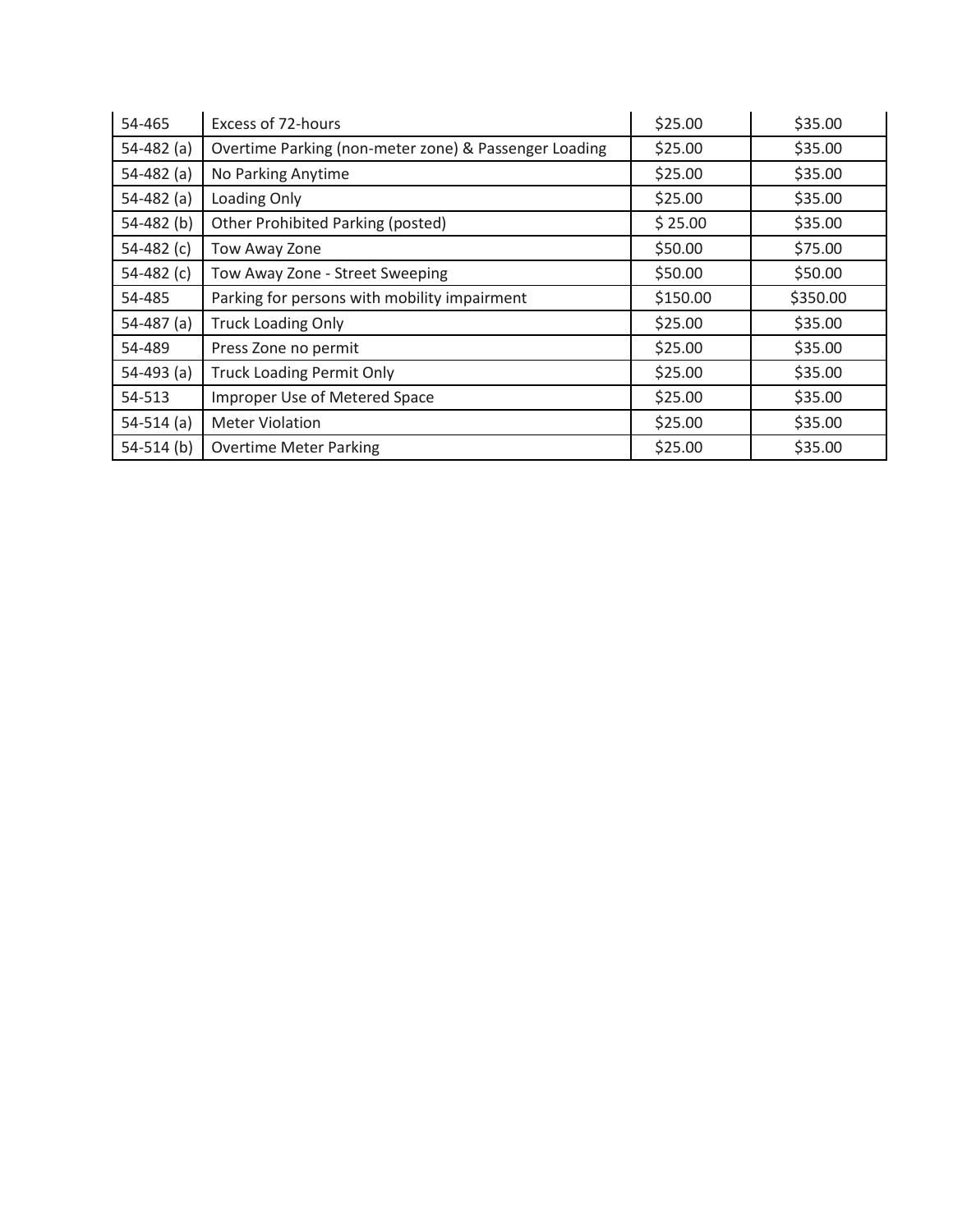| | | | |
|---|---|---|---|
| 54-465 | Excess of 72-hours | $25.00 | $35.00 |
| 54-482 (a) | Overtime Parking (non-meter zone) & Passenger Loading | $25.00 | $35.00 |
| 54-482 (a) | No Parking Anytime | $25.00 | $35.00 |
| 54-482 (a) | Loading Only | $25.00 | $35.00 |
| 54-482 (b) | Other Prohibited Parking (posted) | $ 25.00 | $35.00 |
| 54-482 (c) | Tow Away Zone | $50.00 | $75.00 |
| 54-482 (c) | Tow Away Zone - Street Sweeping | $50.00 | $50.00 |
| 54-485 | Parking for persons with mobility impairment | $150.00 | $350.00 |
| 54-487 (a) | Truck Loading Only | $25.00 | $35.00 |
| 54-489 | Press Zone no permit | $25.00 | $35.00 |
| 54-493 (a) | Truck Loading Permit Only | $25.00 | $35.00 |
| 54-513 | Improper Use of Metered Space | $25.00 | $35.00 |
| 54-514 (a) | Meter Violation | $25.00 | $35.00 |
| 54-514 (b) | Overtime Meter Parking | $25.00 | $35.00 |